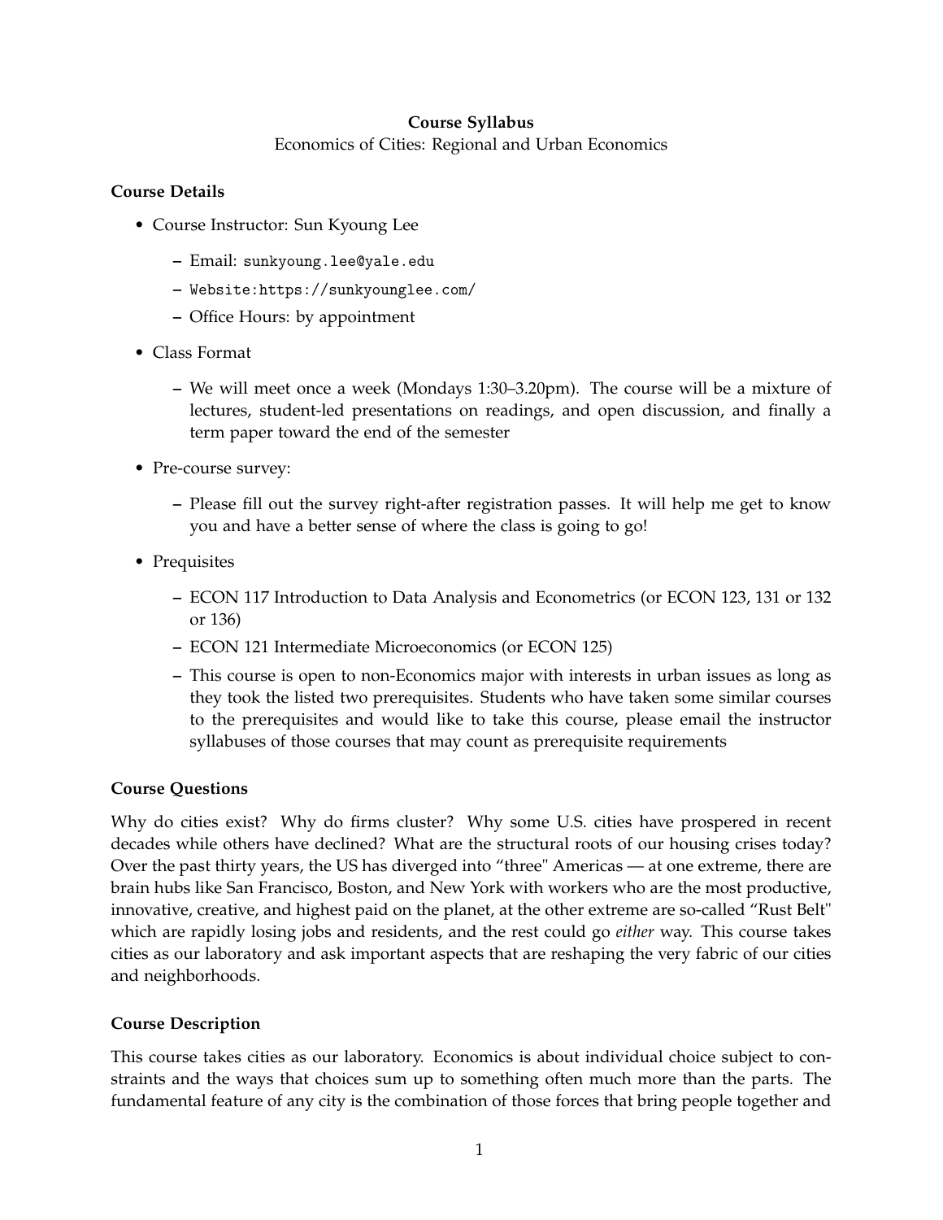**Course Syllabus**

Economics of Cities: Regional and Urban Economics

**Course Details**

- Course Instructor: Sun Kyoung Lee
  - Email: sunkyoung.lee@yale.edu
  - Website:https://sunkyounglee.com/
  - Office Hours: by appointment
- Class Format
  - We will meet once a week (Mondays 1:30–3.20pm). The course will be a mixture of lectures, student-led presentations on readings, and open discussion, and finally a term paper toward the end of the semester
- Pre-course survey:
  - Please fill out the survey right-after registration passes. It will help me get to know you and have a better sense of where the class is going to go!
- Prequisites
  - ECON 117 Introduction to Data Analysis and Econometrics (or ECON 123, 131 or 132 or 136)
  - ECON 121 Intermediate Microeconomics (or ECON 125)
  - This course is open to non-Economics major with interests in urban issues as long as they took the listed two prerequisites. Students who have taken some similar courses to the prerequisites and would like to take this course, please email the instructor syllabuses of those courses that may count as prerequisite requirements

**Course Questions**

Why do cities exist? Why do firms cluster? Why some U.S. cities have prospered in recent decades while others have declined? What are the structural roots of our housing crises today? Over the past thirty years, the US has diverged into "three" Americas — at one extreme, there are brain hubs like San Francisco, Boston, and New York with workers who are the most productive, innovative, creative, and highest paid on the planet, at the other extreme are so-called "Rust Belt" which are rapidly losing jobs and residents, and the rest could go *either* way. This course takes cities as our laboratory and ask important aspects that are reshaping the very fabric of our cities and neighborhoods.

**Course Description**

This course takes cities as our laboratory. Economics is about individual choice subject to constraints and the ways that choices sum up to something often much more than the parts. The fundamental feature of any city is the combination of those forces that bring people together and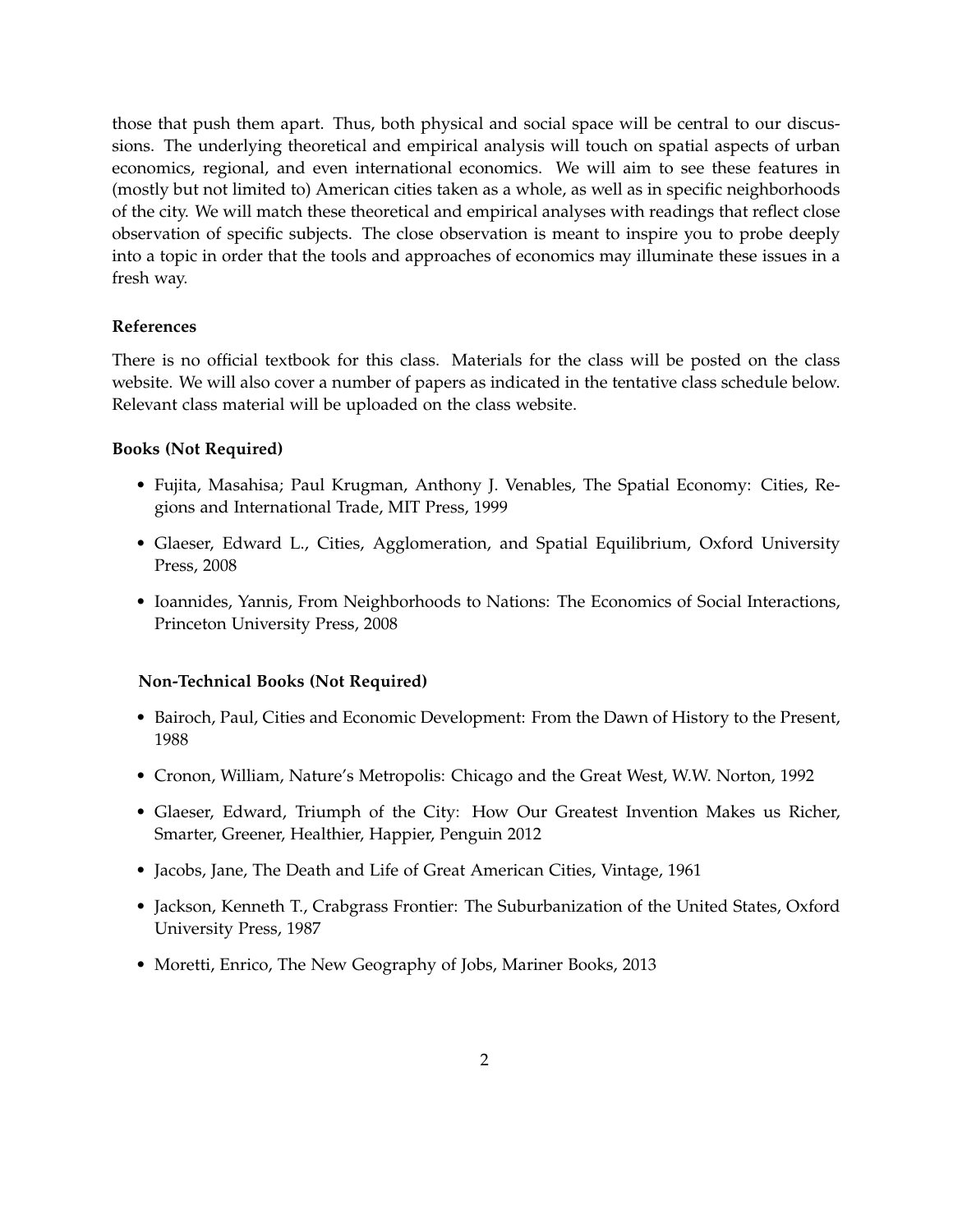those that push them apart. Thus, both physical and social space will be central to our discussions. The underlying theoretical and empirical analysis will touch on spatial aspects of urban economics, regional, and even international economics. We will aim to see these features in (mostly but not limited to) American cities taken as a whole, as well as in specific neighborhoods of the city. We will match these theoretical and empirical analyses with readings that reflect close observation of specific subjects. The close observation is meant to inspire you to probe deeply into a topic in order that the tools and approaches of economics may illuminate these issues in a fresh way.

**References**

There is no official textbook for this class. Materials for the class will be posted on the class website. We will also cover a number of papers as indicated in the tentative class schedule below. Relevant class material will be uploaded on the class website.

**Books (Not Required)**

- Fujita, Masahisa; Paul Krugman, Anthony J. Venables, The Spatial Economy: Cities, Regions and International Trade, MIT Press, 1999
- Glaeser, Edward L., Cities, Agglomeration, and Spatial Equilibrium, Oxford University Press, 2008
- Ioannides, Yannis, From Neighborhoods to Nations: The Economics of Social Interactions, Princeton University Press, 2008

**Non-Technical Books (Not Required)**

- Bairoch, Paul, Cities and Economic Development: From the Dawn of History to the Present, 1988
- Cronon, William, Nature's Metropolis: Chicago and the Great West, W.W. Norton, 1992
- Glaeser, Edward, Triumph of the City: How Our Greatest Invention Makes us Richer, Smarter, Greener, Healthier, Happier, Penguin 2012
- Jacobs, Jane, The Death and Life of Great American Cities, Vintage, 1961
- Jackson, Kenneth T., Crabgrass Frontier: The Suburbanization of the United States, Oxford University Press, 1987
- Moretti, Enrico, The New Geography of Jobs, Mariner Books, 2013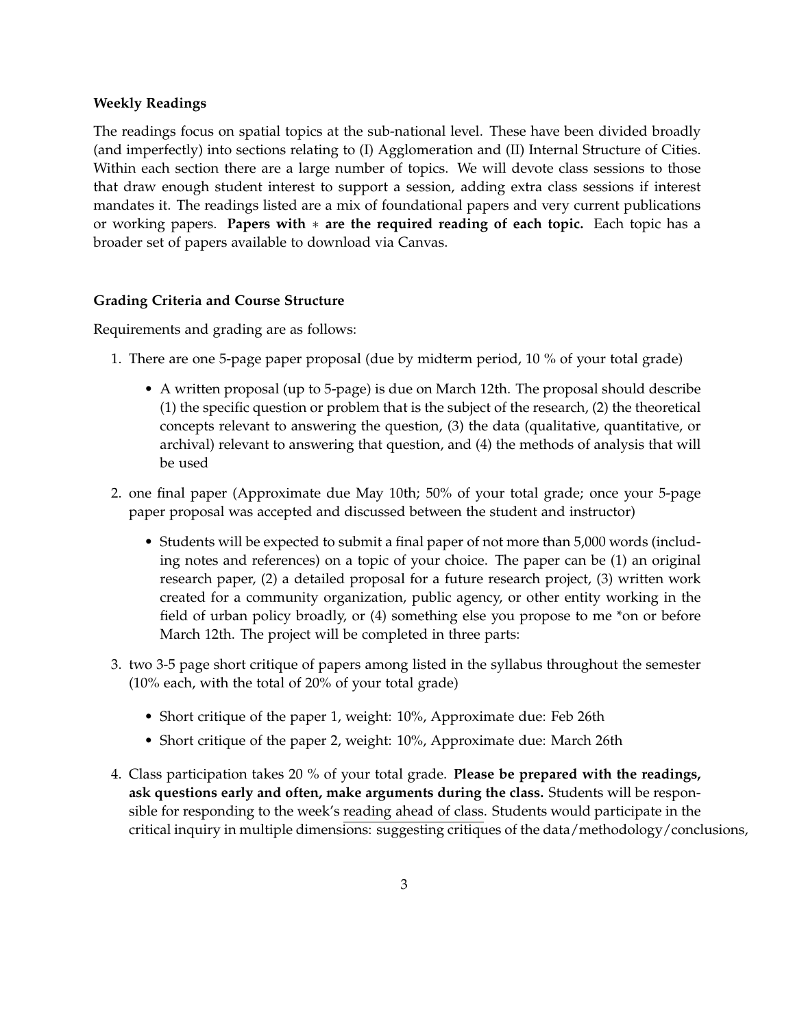**Weekly Readings**

The readings focus on spatial topics at the sub-national level. These have been divided broadly (and imperfectly) into sections relating to (I) Agglomeration and (II) Internal Structure of Cities. Within each section there are a large number of topics. We will devote class sessions to those that draw enough student interest to support a session, adding extra class sessions if interest mandates it. The readings listed are a mix of foundational papers and very current publications or working papers. **Papers with ∗ are the required reading of each topic.** Each topic has a broader set of papers available to download via Canvas.

**Grading Criteria and Course Structure**

Requirements and grading are as follows:

1. There are one 5-page paper proposal (due by midterm period, 10 % of your total grade)
   - A written proposal (up to 5-page) is due on March 12th. The proposal should describe (1) the specific question or problem that is the subject of the research, (2) the theoretical concepts relevant to answering the question, (3) the data (qualitative, quantitative, or archival) relevant to answering that question, and (4) the methods of analysis that will be used
2. one final paper (Approximate due May 10th; 50% of your total grade; once your 5-page paper proposal was accepted and discussed between the student and instructor)
   - Students will be expected to submit a final paper of not more than 5,000 words (including notes and references) on a topic of your choice. The paper can be (1) an original research paper, (2) a detailed proposal for a future research project, (3) written work created for a community organization, public agency, or other entity working in the field of urban policy broadly, or (4) something else you propose to me *on or before March 12th. The project will be completed in three parts:
3. two 3-5 page short critique of papers among listed in the syllabus throughout the semester (10% each, with the total of 20% of your total grade)
   - Short critique of the paper 1, weight: 10%, Approximate due: Feb 26th
   - Short critique of the paper 2, weight: 10%, Approximate due: March 26th
4. Class participation takes 20 % of your total grade. **Please be prepared with the readings, ask questions early and often, make arguments during the class.** Students will be responsible for responding to the week's reading ahead of class. Students would participate in the critical inquiry in multiple dimensions: suggesting critiques of the data/methodology/conclusions,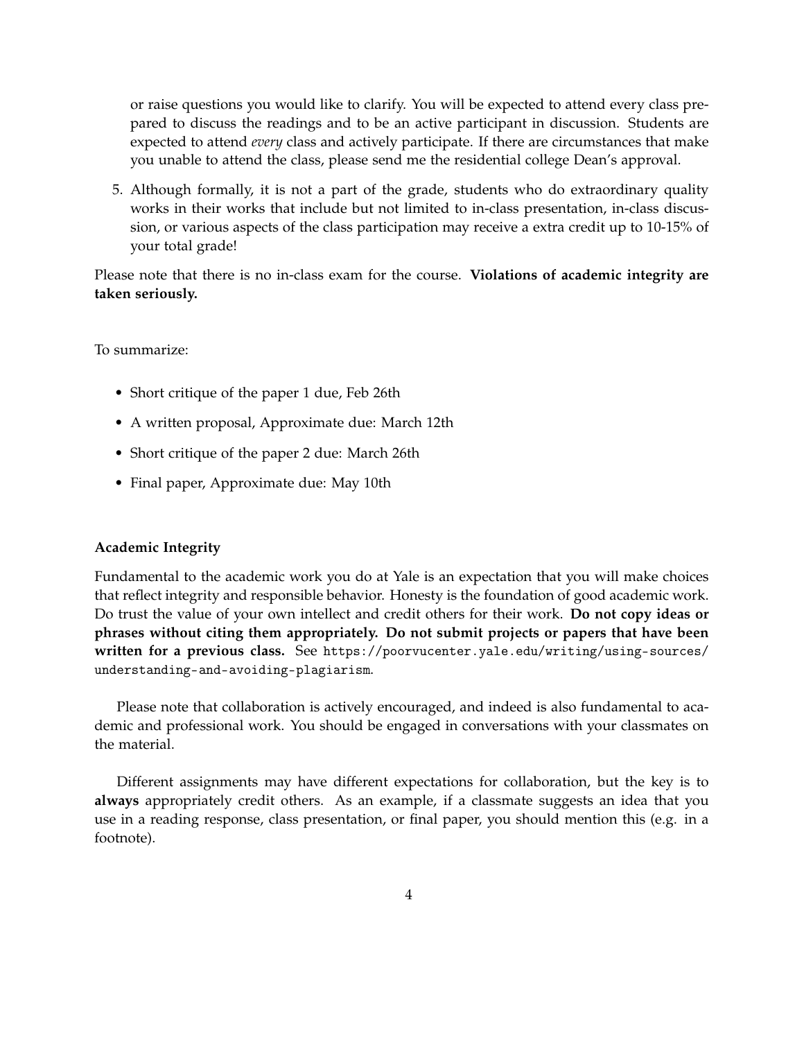or raise questions you would like to clarify. You will be expected to attend every class prepared to discuss the readings and to be an active participant in discussion. Students are expected to attend *every* class and actively participate. If there are circumstances that make you unable to attend the class, please send me the residential college Dean's approval.

5. Although formally, it is not a part of the grade, students who do extraordinary quality works in their works that include but not limited to in-class presentation, in-class discussion, or various aspects of the class participation may receive a extra credit up to 10-15% of your total grade!

Please note that there is no in-class exam for the course. **Violations of academic integrity are taken seriously.**

To summarize:

- Short critique of the paper 1 due, Feb 26th
- A written proposal, Approximate due: March 12th
- Short critique of the paper 2 due: March 26th
- Final paper, Approximate due: May 10th

**Academic Integrity**

Fundamental to the academic work you do at Yale is an expectation that you will make choices that reflect integrity and responsible behavior. Honesty is the foundation of good academic work. Do trust the value of your own intellect and credit others for their work. **Do not copy ideas or phrases without citing them appropriately. Do not submit projects or papers that have been written for a previous class.** See `https://poorvucenter.yale.edu/writing/using-sources/understanding-and-avoiding-plagiarism`.

Please note that collaboration is actively encouraged, and indeed is also fundamental to academic and professional work. You should be engaged in conversations with your classmates on the material.

Different assignments may have different expectations for collaboration, but the key is to **always** appropriately credit others. As an example, if a classmate suggests an idea that you use in a reading response, class presentation, or final paper, you should mention this (e.g. in a footnote).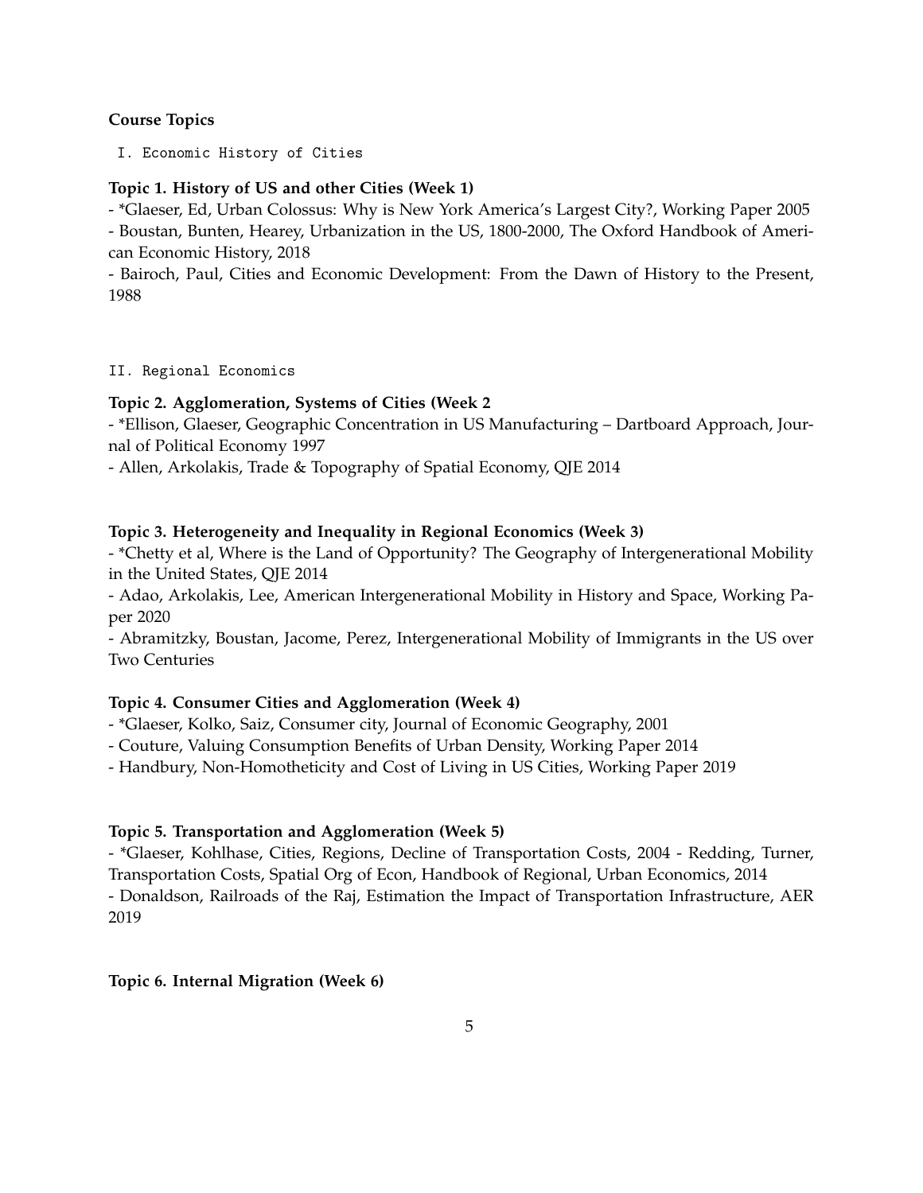**Course Topics**

```
I. Economic History of Cities
```

**Topic 1. History of US and other Cities (Week 1)**

- *Glaeser, Ed, Urban Colossus: Why is New York America's Largest City?, Working Paper 2005
- Boustan, Bunten, Hearey, Urbanization in the US, 1800-2000, The Oxford Handbook of American Economic History, 2018
- Bairoch, Paul, Cities and Economic Development: From the Dawn of History to the Present, 1988

```
II. Regional Economics
```

**Topic 2. Agglomeration, Systems of Cities (Week 2**

- *Ellison, Glaeser, Geographic Concentration in US Manufacturing – Dartboard Approach, Journal of Political Economy 1997
- Allen, Arkolakis, Trade & Topography of Spatial Economy, QJE 2014

**Topic 3. Heterogeneity and Inequality in Regional Economics (Week 3)**

- *Chetty et al, Where is the Land of Opportunity? The Geography of Intergenerational Mobility in the United States, QJE 2014
- Adao, Arkolakis, Lee, American Intergenerational Mobility in History and Space, Working Paper 2020
- Abramitzky, Boustan, Jacome, Perez, Intergenerational Mobility of Immigrants in the US over Two Centuries

**Topic 4. Consumer Cities and Agglomeration (Week 4)**

- *Glaeser, Kolko, Saiz, Consumer city, Journal of Economic Geography, 2001
- Couture, Valuing Consumption Benefits of Urban Density, Working Paper 2014
- Handbury, Non-Homotheticity and Cost of Living in US Cities, Working Paper 2019

**Topic 5. Transportation and Agglomeration (Week 5)**

- *Glaeser, Kohlhase, Cities, Regions, Decline of Transportation Costs, 2004 - Redding, Turner, Transportation Costs, Spatial Org of Econ, Handbook of Regional, Urban Economics, 2014
- Donaldson, Railroads of the Raj, Estimation the Impact of Transportation Infrastructure, AER 2019

**Topic 6. Internal Migration (Week 6)**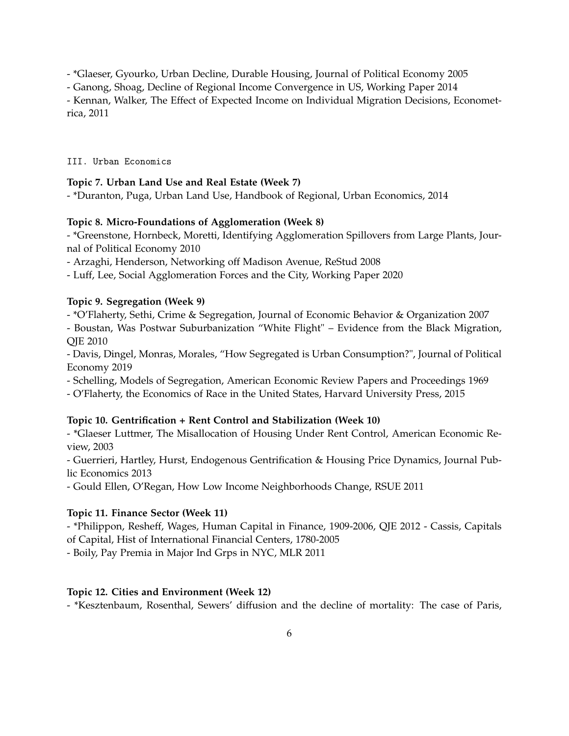- *Glaeser, Gyourko, Urban Decline, Durable Housing, Journal of Political Economy 2005
- Ganong, Shoag, Decline of Regional Income Convergence in US, Working Paper 2014
- Kennan, Walker, The Effect of Expected Income on Individual Migration Decisions, Econometrica, 2011

## III. Urban Economics

**Topic 7. Urban Land Use and Real Estate (Week 7)**

- *Duranton, Puga, Urban Land Use, Handbook of Regional, Urban Economics, 2014

**Topic 8. Micro-Foundations of Agglomeration (Week 8)**

- *Greenstone, Hornbeck, Moretti, Identifying Agglomeration Spillovers from Large Plants, Journal of Political Economy 2010
- Arzaghi, Henderson, Networking off Madison Avenue, ReStud 2008
- Luff, Lee, Social Agglomeration Forces and the City, Working Paper 2020

**Topic 9. Segregation (Week 9)**

- *O'Flaherty, Sethi, Crime & Segregation, Journal of Economic Behavior & Organization 2007
- Boustan, Was Postwar Suburbanization "White Flight" – Evidence from the Black Migration, QJE 2010
- Davis, Dingel, Monras, Morales, "How Segregated is Urban Consumption?", Journal of Political Economy 2019
- Schelling, Models of Segregation, American Economic Review Papers and Proceedings 1969
- O'Flaherty, the Economics of Race in the United States, Harvard University Press, 2015

**Topic 10. Gentrification + Rent Control and Stabilization (Week 10)**

- *Glaeser Luttmer, The Misallocation of Housing Under Rent Control, American Economic Review, 2003
- Guerrieri, Hartley, Hurst, Endogenous Gentrification & Housing Price Dynamics, Journal Public Economics 2013
- Gould Ellen, O'Regan, How Low Income Neighborhoods Change, RSUE 2011

**Topic 11. Finance Sector (Week 11)**

- *Philippon, Resheff, Wages, Human Capital in Finance, 1909-2006, QJE 2012 - Cassis, Capitals of Capital, Hist of International Financial Centers, 1780-2005
- Boily, Pay Premia in Major Ind Grps in NYC, MLR 2011

**Topic 12. Cities and Environment (Week 12)**

- *Kesztenbaum, Rosenthal, Sewers' diffusion and the decline of mortality: The case of Paris,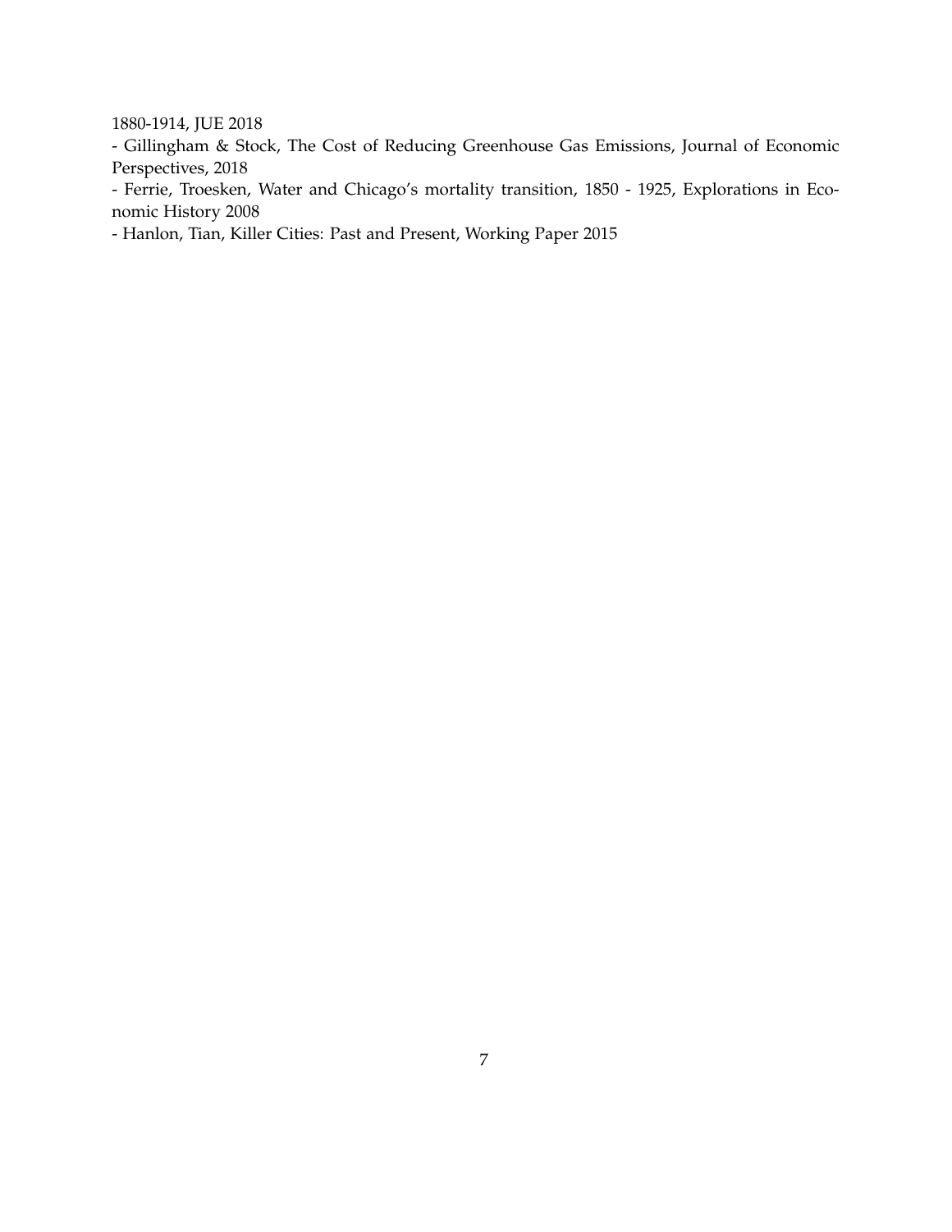1880-1914, JUE 2018

- Gillingham & Stock, The Cost of Reducing Greenhouse Gas Emissions, Journal of Economic Perspectives, 2018
- Ferrie, Troesken, Water and Chicago's mortality transition, 1850 - 1925, Explorations in Economic History 2008
- Hanlon, Tian, Killer Cities: Past and Present, Working Paper 2015